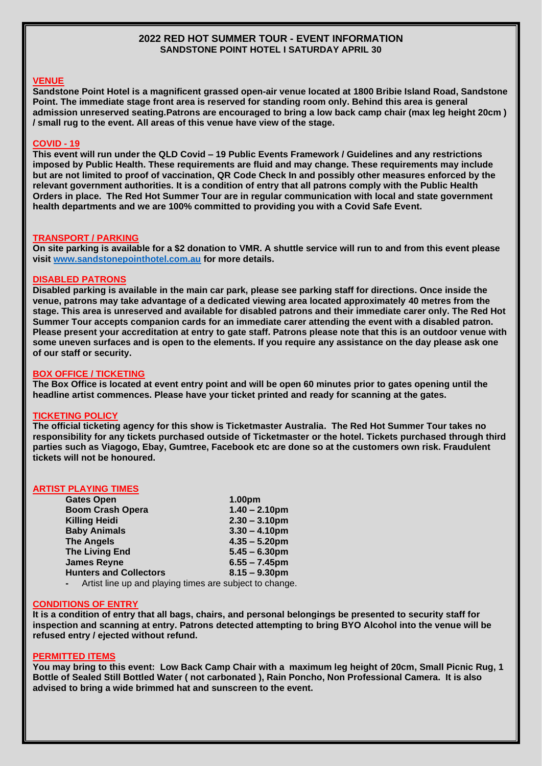# 2022 RED HOT SUMMER TOUR - EVENT INFORMATION

## SANDSTONE POINT HOTEL I SATURDAY APRIL 30

### VENUE

**Sandstone Point Hotel is a magnificent grassed open-air venue located at 1800 Bribie Island Road, Sandstone Point. The immediate stage front area is reserved for standing room only. Behind this area is general admission unreserved seating.Patrons are encouraged to bring a low back camp chair (max leg height 20cm ) / small rug to the event. All areas of this venue have view of the stage.**

### COVID - 19

**This event will run under the QLD Covid – 19 Public Events Framework / Guidelines and any restrictions imposed by Public Health. These requirements are fluid and may change. These requirements may include but are not limited to proof of vaccination, QR Code Check In and possibly other measures enforced by the relevant government authorities. It is a condition of entry that all patrons comply with the Public Health Orders in place. The Red Hot Summer Tour are in regular communication with local and state government health departments and we are 100% committed to providing you with a Covid Safe Event.**

### TRANSPORT / PARKING

**On site parking is available for a $2 donation to VMR. A shuttle service will run to and from this event please visit [www.sandstonepointhotel.com.au](http://www.sandstonepointhotel.com.au) for more details.**

### DISABLED PATRONS

**Disabled parking is available in the main car park, please see parking staff for directions. Once inside the venue, patrons may take advantage of a dedicated viewing area located approximately 40 metres from the stage. This area is unreserved and available for disabled patrons and their immediate carer only. The Red Hot Summer Tour accepts companion cards for an immediate carer attending the event with a disabled patron. Please present your accreditation at entry to gate staff. Patrons please note that this is an outdoor venue with some uneven surfaces and is open to the elements. If you require any assistance on the day please ask one of our staff or security.**

### BOX OFFICE / TICKETING

**The Box Office is located at event entry point and will be open 60 minutes prior to gates opening until the headline artist commences. Please have your ticket printed and ready for scanning at the gates.**

### TICKETING POLICY

**The official ticketing agency for this show is Ticketmaster Australia. The Red Hot Summer Tour takes no responsibility for any tickets purchased outside of Ticketmaster or the hotel. Tickets purchased through third parties such as Viagogo, Ebay, Gumtree, Facebook etc are done so at the customers own risk. Fraudulent tickets will not be honoured.**

### ARTIST PLAYING TIMES

| | |
|---|---|
| **Gates Open** | **1.00pm** |
| **Boom Crash Opera** | **1.40 – 2.10pm** |
| **Killing Heidi** | **2.30 – 3.10pm** |
| **Baby Animals** | **3.30 – 4.10pm** |
| **The Angels** | **4.35 – 5.20pm** |
| **The Living End** | **5.45 – 6.30pm** |
| **James Reyne** | **6.55 – 7.45pm** |
| **Hunters and Collectors** | **8.15 – 9.30pm** |

- Artist line up and playing times are subject to change.

### CONDITIONS OF ENTRY

**It is a condition of entry that all bags, chairs, and personal belongings be presented to security staff for inspection and scanning at entry. Patrons detected attempting to bring BYO Alcohol into the venue will be refused entry / ejected without refund.**

### PERMITTED ITEMS

**You may bring to this event: Low Back Camp Chair with a maximum leg height of 20cm, Small Picnic Rug, 1 Bottle of Sealed Still Bottled Water ( not carbonated ), Rain Poncho, Non Professional Camera. It is also advised to bring a wide brimmed hat and sunscreen to the event.**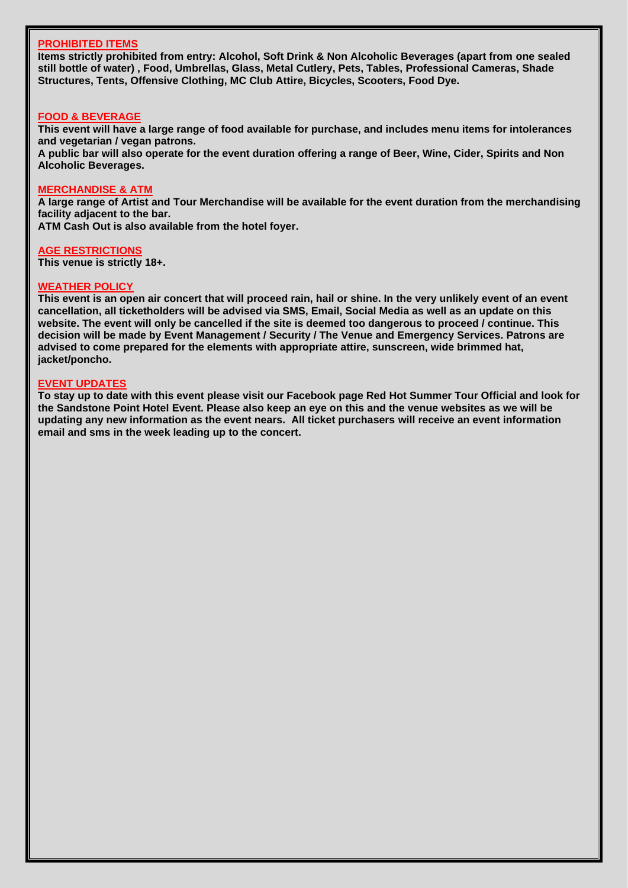## PROHIBITED ITEMS

**Items strictly prohibited from entry: Alcohol, Soft Drink & Non Alcoholic Beverages (apart from one sealed still bottle of water) , Food, Umbrellas, Glass, Metal Cutlery, Pets, Tables, Professional Cameras, Shade Structures, Tents, Offensive Clothing, MC Club Attire, Bicycles, Scooters, Food Dye.**

## FOOD & BEVERAGE

**This event will have a large range of food available for purchase, and includes menu items for intolerances and vegetarian / vegan patrons.**

**A public bar will also operate for the event duration offering a range of Beer, Wine, Cider, Spirits and Non Alcoholic Beverages.**

## MERCHANDISE & ATM

**A large range of Artist and Tour Merchandise will be available for the event duration from the merchandising facility adjacent to the bar.**

**ATM Cash Out is also available from the hotel foyer.**

## AGE RESTRICTIONS

**This venue is strictly 18+.**

## WEATHER POLICY

**This event is an open air concert that will proceed rain, hail or shine. In the very unlikely event of an event cancellation, all ticketholders will be advised via SMS, Email, Social Media as well as an update on this website. The event will only be cancelled if the site is deemed too dangerous to proceed / continue. This decision will be made by Event Management / Security / The Venue and Emergency Services. Patrons are advised to come prepared for the elements with appropriate attire, sunscreen, wide brimmed hat, jacket/poncho.**

## EVENT UPDATES

**To stay up to date with this event please visit our Facebook page Red Hot Summer Tour Official and look for the Sandstone Point Hotel Event. Please also keep an eye on this and the venue websites as we will be updating any new information as the event nears. All ticket purchasers will receive an event information email and sms in the week leading up to the concert.**